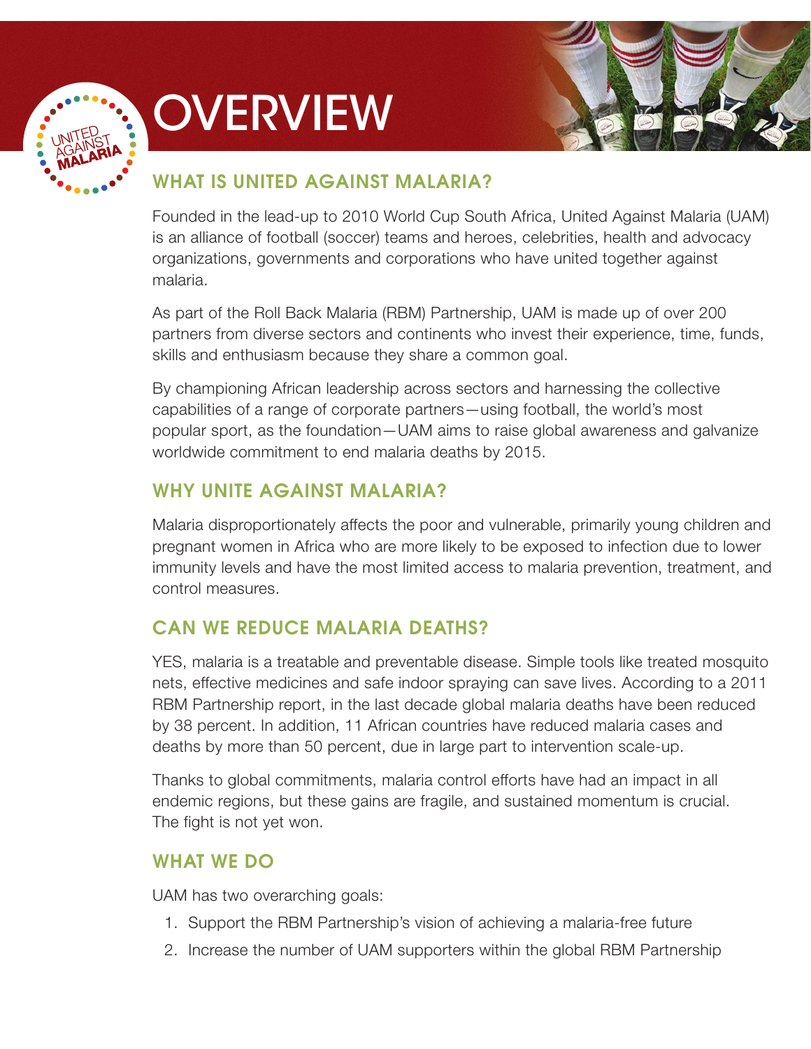# OVERVIEW

## WHAT IS UNITED AGAINST MALARIA?

Founded in the lead-up to 2010 World Cup South Africa, United Against Malaria (UAM) is an alliance of football (soccer) teams and heroes, celebrities, health and advocacy organizations, governments and corporations who have united together against malaria.

As part of the Roll Back Malaria (RBM) Partnership, UAM is made up of over 200 partners from diverse sectors and continents who invest their experience, time, funds, skills and enthusiasm because they share a common goal.

By championing African leadership across sectors and harnessing the collective capabilities of a range of corporate partners—using football, the world's most popular sport, as the foundation—UAM aims to raise global awareness and galvanize worldwide commitment to end malaria deaths by 2015.

## WHY UNITE AGAINST MALARIA?

Malaria disproportionately affects the poor and vulnerable, primarily young children and pregnant women in Africa who are more likely to be exposed to infection due to lower immunity levels and have the most limited access to malaria prevention, treatment, and control measures.

## CAN WE REDUCE MALARIA DEATHS?

YES, malaria is a treatable and preventable disease. Simple tools like treated mosquito nets, effective medicines and safe indoor spraying can save lives. According to a 2011 RBM Partnership report, in the last decade global malaria deaths have been reduced by 38 percent. In addition, 11 African countries have reduced malaria cases and deaths by more than 50 percent, due in large part to intervention scale-up.

Thanks to global commitments, malaria control efforts have had an impact in all endemic regions, but these gains are fragile, and sustained momentum is crucial. The fight is not yet won.

## WHAT WE DO

UAM has two overarching goals:

1. Support the RBM Partnership's vision of achieving a malaria-free future
2. Increase the number of UAM supporters within the global RBM Partnership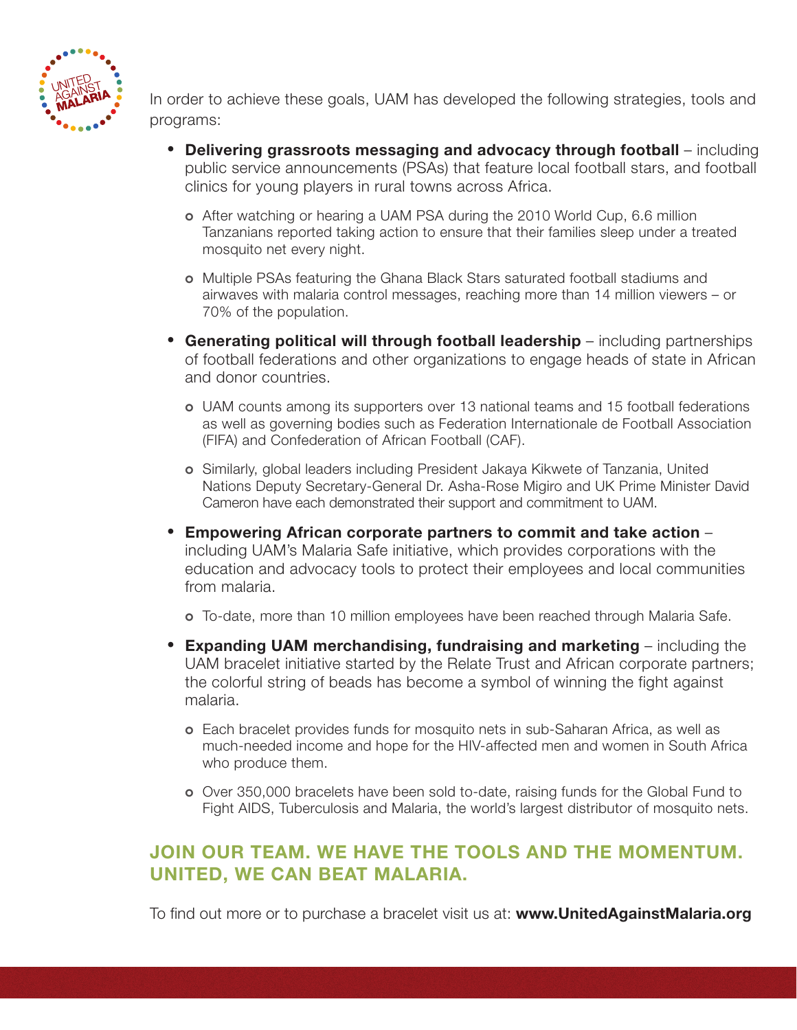In order to achieve these goals, UAM has developed the following strategies, tools and programs:

- **Delivering grassroots messaging and advocacy through football** – including public service announcements (PSAs) that feature local football stars, and football clinics for young players in rural towns across Africa.
  - After watching or hearing a UAM PSA during the 2010 World Cup, 6.6 million Tanzanians reported taking action to ensure that their families sleep under a treated mosquito net every night.
  - Multiple PSAs featuring the Ghana Black Stars saturated football stadiums and airwaves with malaria control messages, reaching more than 14 million viewers – or 70% of the population.
- **Generating political will through football leadership** – including partnerships of football federations and other organizations to engage heads of state in African and donor countries.
  - UAM counts among its supporters over 13 national teams and 15 football federations as well as governing bodies such as Federation Internationale de Football Association (FIFA) and Confederation of African Football (CAF).
  - Similarly, global leaders including President Jakaya Kikwete of Tanzania, United Nations Deputy Secretary-General Dr. Asha-Rose Migiro and UK Prime Minister David Cameron have each demonstrated their support and commitment to UAM.
- **Empowering African corporate partners to commit and take action** – including UAM's Malaria Safe initiative, which provides corporations with the education and advocacy tools to protect their employees and local communities from malaria.
  - To-date, more than 10 million employees have been reached through Malaria Safe.
- **Expanding UAM merchandising, fundraising and marketing** – including the UAM bracelet initiative started by the Relate Trust and African corporate partners; the colorful string of beads has become a symbol of winning the fight against malaria.
  - Each bracelet provides funds for mosquito nets in sub-Saharan Africa, as well as much-needed income and hope for the HIV-affected men and women in South Africa who produce them.
  - Over 350,000 bracelets have been sold to-date, raising funds for the Global Fund to Fight AIDS, Tuberculosis and Malaria, the world's largest distributor of mosquito nets.

## JOIN OUR TEAM. WE HAVE THE TOOLS AND THE MOMENTUM. UNITED, WE CAN BEAT MALARIA.

To find out more or to purchase a bracelet visit us at: **www.UnitedAgainstMalaria.org**